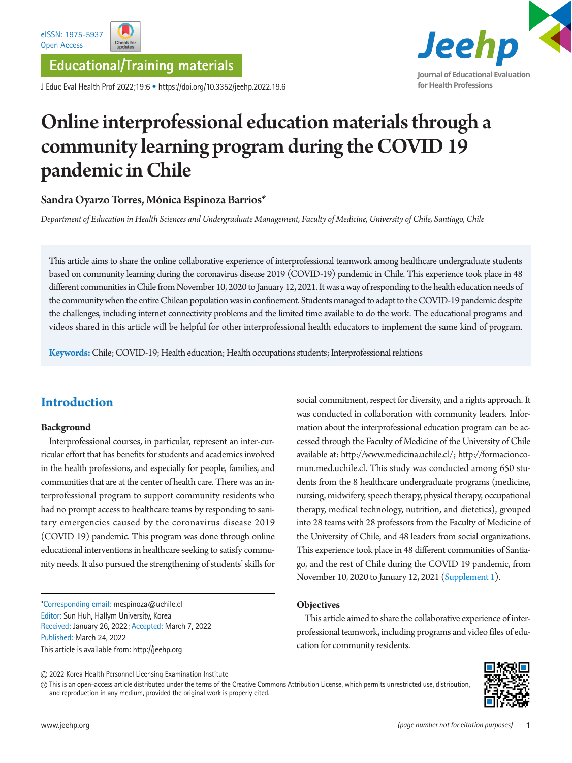Educational/Training materials

# Online interprofessional education materials through a community learning program during the COVID 19 pandemic in Chile

**Sandra Oyarzo Torres, Mónica Espinoza Barrios***

*Department of Education in Health Sciences and Undergraduate Management, Faculty of Medicine, University of Chile, Santiago, Chile*

This article aims to share the online collaborative experience of interprofessional teamwork among healthcare undergraduate students based on community learning during the coronavirus disease 2019 (COVID-19) pandemic in Chile. This experience took place in 48 different communities in Chile from November 10, 2020 to January 12, 2021. It was a way of responding to the health education needs of the community when the entire Chilean population was in confinement. Students managed to adapt to the COVID-19 pandemic despite the challenges, including internet connectivity problems and the limited time available to do the work. The educational programs and videos shared in this article will be helpful for other interprofessional health educators to implement the same kind of program.

**Keywords:** Chile; COVID-19; Health education; Health occupations students; Interprofessional relations

## Introduction

### Background

Interprofessional courses, in particular, represent an inter-curricular effort that has benefits for students and academics involved in the health professions, and especially for people, families, and communities that are at the center of health care. There was an interprofessional program to support community residents who had no prompt access to healthcare teams by responding to sanitary emergencies caused by the coronavirus disease 2019 (COVID 19) pandemic. This program was done through online educational interventions in healthcare seeking to satisfy community needs. It also pursued the strengthening of students' skills for social commitment, respect for diversity, and a rights approach. It was conducted in collaboration with community leaders. Information about the interprofessional education program can be accessed through the Faculty of Medicine of the University of Chile available at: http://www.medicina.uchile.cl/; http://formacioncomun.med.uchile.cl. This study was conducted among 650 students from the 8 healthcare undergraduate programs (medicine, nursing, midwifery, speech therapy, physical therapy, occupational therapy, medical technology, nutrition, and dietetics), grouped into 28 teams with 28 professors from the Faculty of Medicine of the University of Chile, and 48 leaders from social organizations. This experience took place in 48 different communities of Santiago, and the rest of Chile during the COVID 19 pandemic, from November 10, 2020 to January 12, 2021 (Supplement 1).

### Objectives

This article aimed to share the collaborative experience of interprofessional teamwork, including programs and video files of education for community residents.

*Corresponding email: mespinoza@uchile.cl
Editor: Sun Huh, Hallym University, Korea
Received: January 26, 2022; Accepted: March 7, 2022
Published: March 24, 2022
This article is available from: http://jeehp.org

© 2022 Korea Health Personnel Licensing Examination Institute
This is an open-access article distributed under the terms of the Creative Commons Attribution License, which permits unrestricted use, distribution, and reproduction in any medium, provided the original work is properly cited.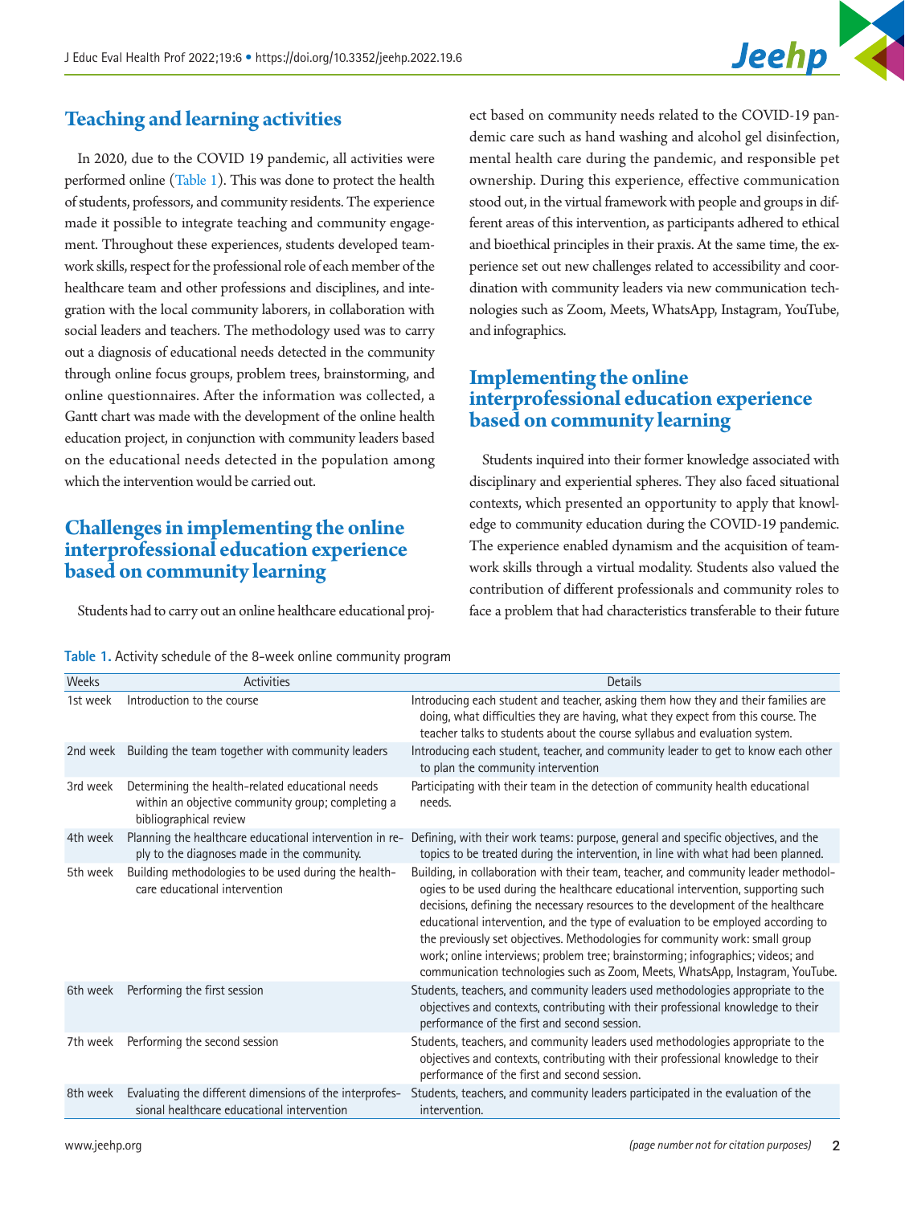## Teaching and learning activities

In 2020, due to the COVID 19 pandemic, all activities were performed online (Table 1). This was done to protect the health of students, professors, and community residents. The experience made it possible to integrate teaching and community engagement. Throughout these experiences, students developed teamwork skills, respect for the professional role of each member of the healthcare team and other professions and disciplines, and integration with the local community laborers, in collaboration with social leaders and teachers. The methodology used was to carry out a diagnosis of educational needs detected in the community through online focus groups, problem trees, brainstorming, and online questionnaires. After the information was collected, a Gantt chart was made with the development of the online health education project, in conjunction with community leaders based on the educational needs detected in the population among which the intervention would be carried out.

## Challenges in implementing the online interprofessional education experience based on community learning

Students had to carry out an online healthcare educational project based on community needs related to the COVID-19 pandemic care such as hand washing and alcohol gel disinfection, mental health care during the pandemic, and responsible pet ownership. During this experience, effective communication stood out, in the virtual framework with people and groups in different areas of this intervention, as participants adhered to ethical and bioethical principles in their praxis. At the same time, the experience set out new challenges related to accessibility and coordination with community leaders via new communication technologies such as Zoom, Meets, WhatsApp, Instagram, YouTube, and infographics.

## Implementing the online interprofessional education experience based on community learning

Students inquired into their former knowledge associated with disciplinary and experiential spheres. They also faced situational contexts, which presented an opportunity to apply that knowledge to community education during the COVID-19 pandemic. The experience enabled dynamism and the acquisition of teamwork skills through a virtual modality. Students also valued the contribution of different professionals and community roles to face a problem that had characteristics transferable to their future

**Table 1.** Activity schedule of the 8-week online community program

| Weeks | Activities | Details |
|---|---|---|
| 1st week | Introduction to the course | Introducing each student and teacher, asking them how they and their families are doing, what difficulties they are having, what they expect from this course. The teacher talks to students about the course syllabus and evaluation system. |
| 2nd week | Building the team together with community leaders | Introducing each student, teacher, and community leader to get to know each other to plan the community intervention |
| 3rd week | Determining the health-related educational needs within an objective community group; completing a bibliographical review | Participating with their team in the detection of community health educational needs. |
| 4th week | Planning the healthcare educational intervention in reply to the diagnoses made in the community. | Defining, with their work teams: purpose, general and specific objectives, and the topics to be treated during the intervention, in line with what had been planned. |
| 5th week | Building methodologies to be used during the healthcare educational intervention | Building, in collaboration with their team, teacher, and community leader methodologies to be used during the healthcare educational intervention, supporting such decisions, defining the necessary resources to the development of the healthcare educational intervention, and the type of evaluation to be employed according to the previously set objectives. Methodologies for community work: small group work; online interviews; problem tree; brainstorming; infographics; videos; and communication technologies such as Zoom, Meets, WhatsApp, Instagram, YouTube. |
| 6th week | Performing the first session | Students, teachers, and community leaders used methodologies appropriate to the objectives and contexts, contributing with their professional knowledge to their performance of the first and second session. |
| 7th week | Performing the second session | Students, teachers, and community leaders used methodologies appropriate to the objectives and contexts, contributing with their professional knowledge to their performance of the first and second session. |
| 8th week | Evaluating the different dimensions of the interprofessional healthcare educational intervention | Students, teachers, and community leaders participated in the evaluation of the intervention. |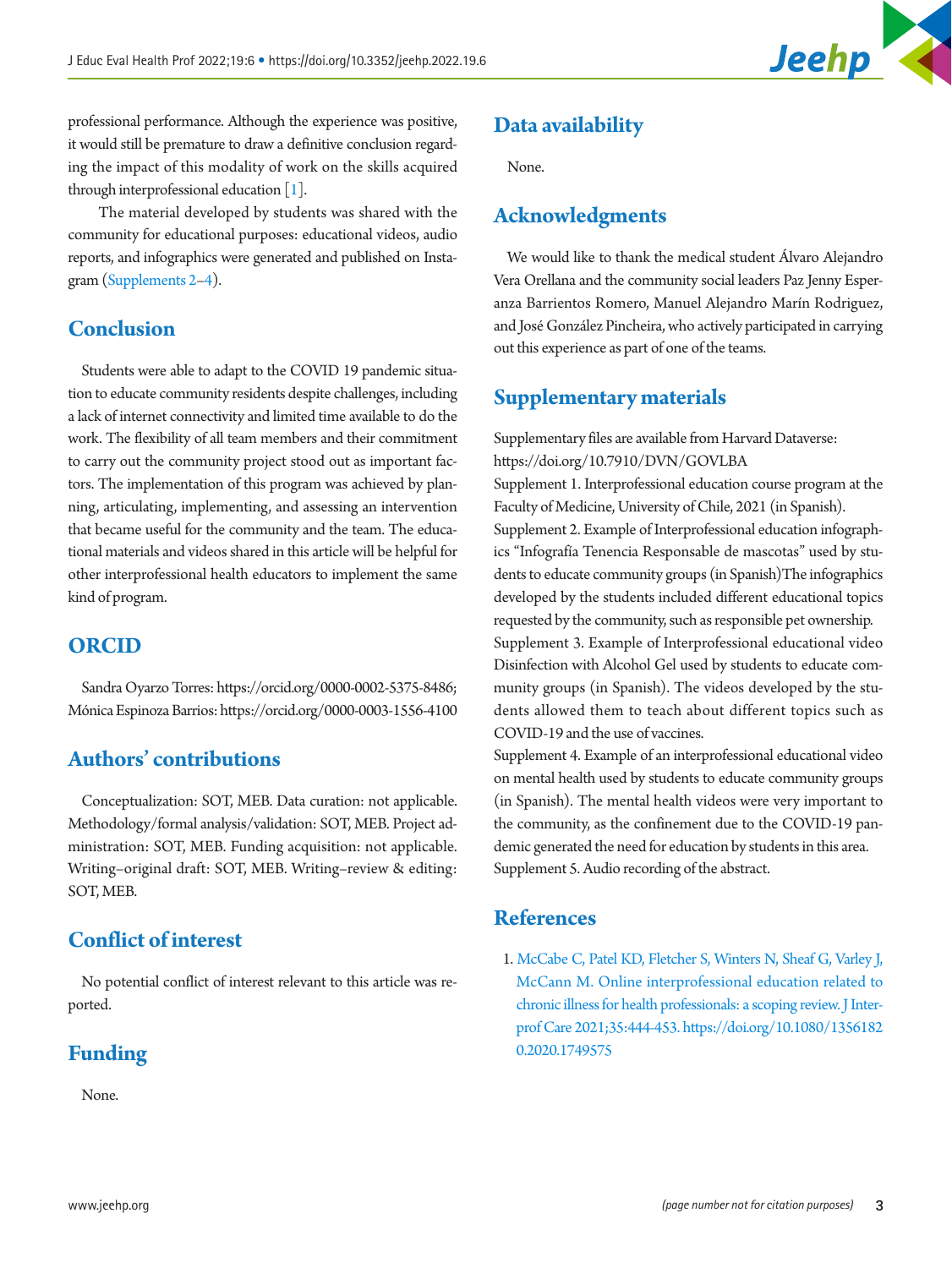professional performance. Although the experience was positive, it would still be premature to draw a definitive conclusion regarding the impact of this modality of work on the skills acquired through interprofessional education [1].

The material developed by students was shared with the community for educational purposes: educational videos, audio reports, and infographics were generated and published on Instagram (Supplements 2–4).

## Conclusion

Students were able to adapt to the COVID 19 pandemic situation to educate community residents despite challenges, including a lack of internet connectivity and limited time available to do the work. The flexibility of all team members and their commitment to carry out the community project stood out as important factors. The implementation of this program was achieved by planning, articulating, implementing, and assessing an intervention that became useful for the community and the team. The educational materials and videos shared in this article will be helpful for other interprofessional health educators to implement the same kind of program.

## ORCID

Sandra Oyarzo Torres: https://orcid.org/0000-0002-5375-8486; Mónica Espinoza Barrios: https://orcid.org/0000-0003-1556-4100

## Authors' contributions

Conceptualization: SOT, MEB. Data curation: not applicable. Methodology/formal analysis/validation: SOT, MEB. Project administration: SOT, MEB. Funding acquisition: not applicable. Writing–original draft: SOT, MEB. Writing–review & editing: SOT, MEB.

## Conflict of interest

No potential conflict of interest relevant to this article was reported.

## Funding

None.

## Data availability

None.

## Acknowledgments

We would like to thank the medical student Álvaro Alejandro Vera Orellana and the community social leaders Paz Jenny Esperanza Barrientos Romero, Manuel Alejandro Marín Rodriguez, and José González Pincheira, who actively participated in carrying out this experience as part of one of the teams.

## Supplementary materials

Supplementary files are available from Harvard Dataverse: https://doi.org/10.7910/DVN/GOVLBA

Supplement 1. Interprofessional education course program at the Faculty of Medicine, University of Chile, 2021 (in Spanish).

Supplement 2. Example of Interprofessional education infographics "Infografía Tenencia Responsable de mascotas" used by students to educate community groups (in Spanish)The infographics developed by the students included different educational topics requested by the community, such as responsible pet ownership.

Supplement 3. Example of Interprofessional educational video Disinfection with Alcohol Gel used by students to educate community groups (in Spanish). The videos developed by the students allowed them to teach about different topics such as COVID-19 and the use of vaccines.

Supplement 4. Example of an interprofessional educational video on mental health used by students to educate community groups (in Spanish). The mental health videos were very important to the community, as the confinement due to the COVID-19 pandemic generated the need for education by students in this area.

Supplement 5. Audio recording of the abstract.

## References

1. McCabe C, Patel KD, Fletcher S, Winters N, Sheaf G, Varley J, McCann M. Online interprofessional education related to chronic illness for health professionals: a scoping review. J Interprof Care 2021;35:444-453. https://doi.org/10.1080/13561820.2020.1749575